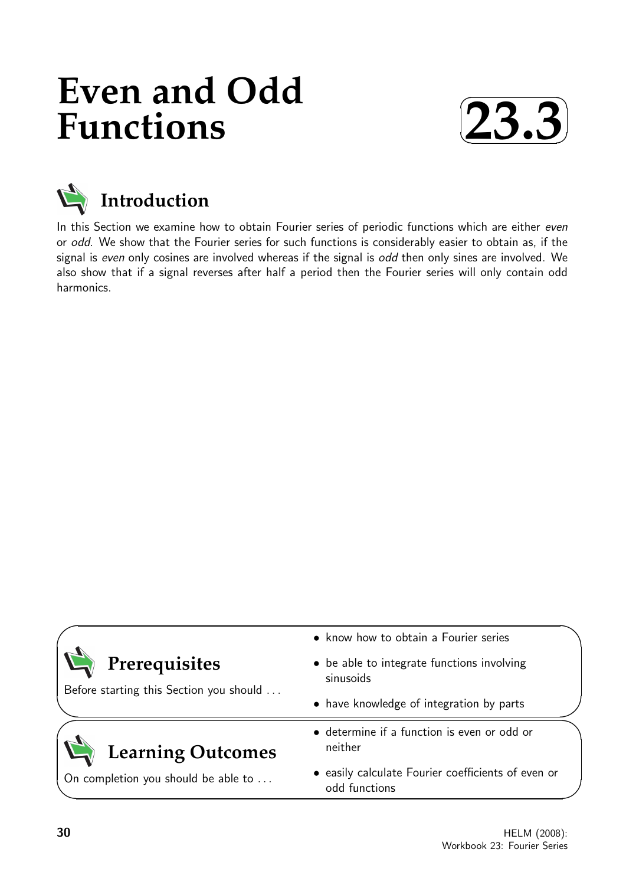# Even and Odd Functions

**23.3**

## Introduction

In this Section we examine how to obtain Fourier series of periodic functions which are either *even* or *odd*. We show that the Fourier series for such functions is considerably easier to obtain as, if the signal is *even* only cosines are involved whereas if the signal is *odd* then only sines are involved. We also show that if a signal reverses after half a period then the Fourier series will only contain odd harmonics.

## Prerequisites

Before starting this Section you should ...

- know how to obtain a Fourier series
- be able to integrate functions involving sinusoids
- have knowledge of integration by parts

## Learning Outcomes

On completion you should be able to ...

- determine if a function is even or odd or neither
- easily calculate Fourier coefficients of even or odd functions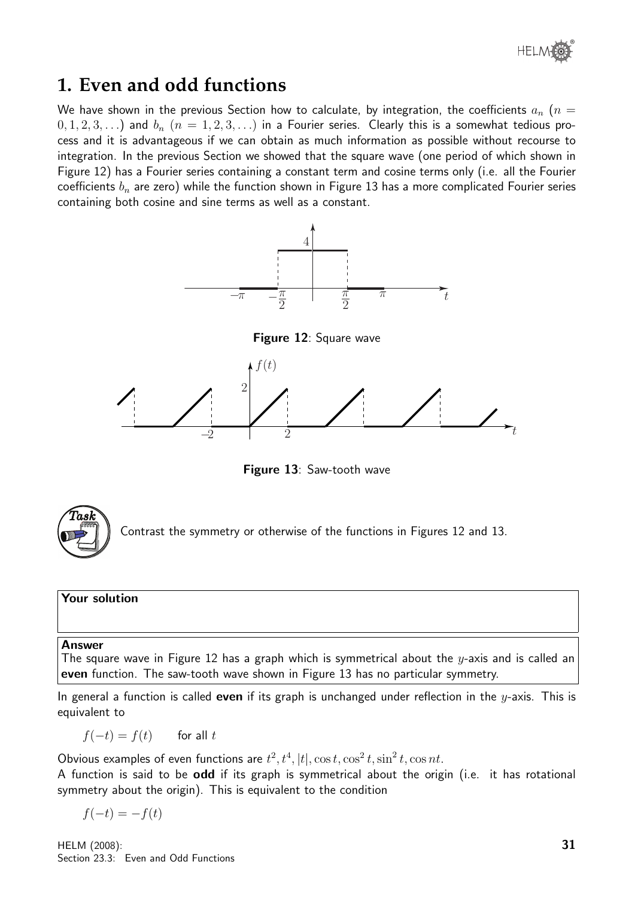## 1. Even and odd functions

We have shown in the previous Section how to calculate, by integration, the coefficients $a_n$ ($n = 0, 1, 2, 3, \ldots$) and $b_n$ ($n = 1, 2, 3, \ldots$) in a Fourier series. Clearly this is a somewhat tedious process and it is advantageous if we can obtain as much information as possible without recourse to integration. In the previous Section we showed that the square wave (one period of which shown in Figure 12) has a Fourier series containing a constant term and cosine terms only (i.e. all the Fourier coefficients $b_n$ are zero) while the function shown in Figure 13 has a more complicated Fourier series containing both cosine and sine terms as well as a constant.

**Figure 12**: Square wave

**Figure 13**: Saw-tooth wave

**Task**

Contrast the symmetry or otherwise of the functions in Figures 12 and 13.

**Your solution**

**Answer**

The square wave in Figure 12 has a graph which is symmetrical about the $y$-axis and is called an **even** function. The saw-tooth wave shown in Figure 13 has no particular symmetry.

In general a function is called **even** if its graph is unchanged under reflection in the $y$-axis. This is equivalent to

$$f(-t) = f(t) \qquad \text{for all } t$$

Obvious examples of even functions are $t^2, t^4, |t|, \cos t, \cos^2 t, \sin^2 t, \cos nt$.

A function is said to be **odd** if its graph is symmetrical about the origin (i.e. it has rotational symmetry about the origin). This is equivalent to the condition

$$f(-t) = -f(t)$$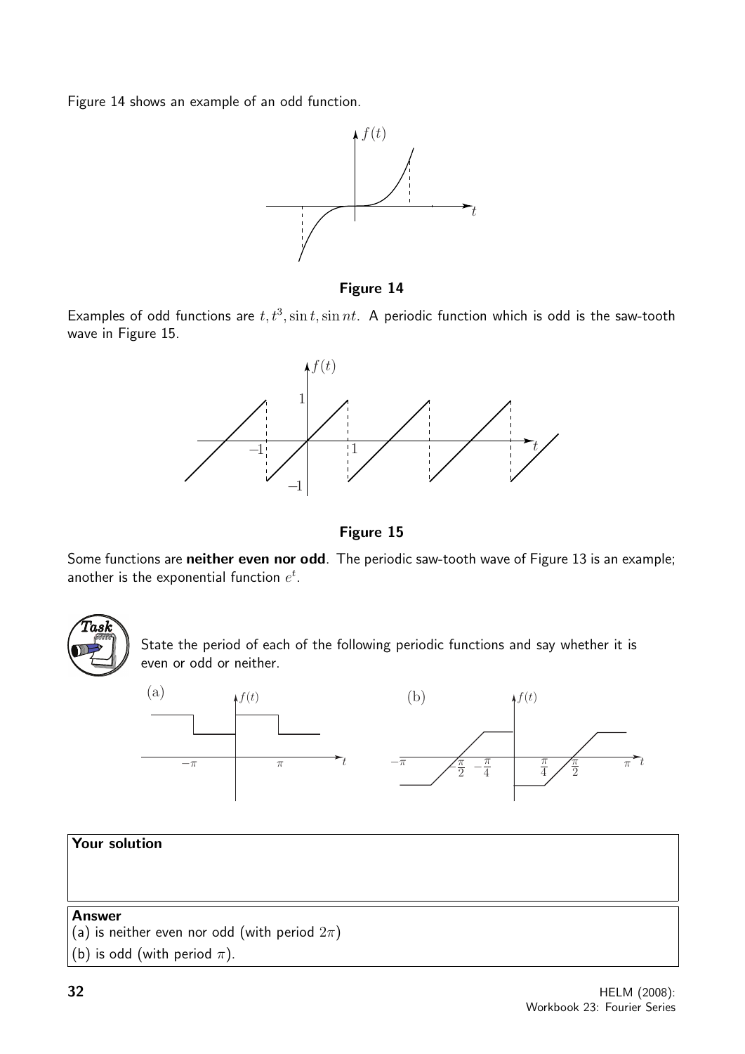Figure 14 shows an example of an odd function.

**Figure 14**

Examples of odd functions are $t, t^3, \sin t, \sin nt$. A periodic function which is odd is the saw-tooth wave in Figure 15.

**Figure 15**

Some functions are **neither even nor odd**. The periodic saw-tooth wave of Figure 13 is an example; another is the exponential function $e^t$.

**Task**

State the period of each of the following periodic functions and say whether it is even or odd or neither.

(a)

(b)

**Your solution**

**Answer**

(a) is neither even nor odd (with period $2\pi$)

(b) is odd (with period $\pi$).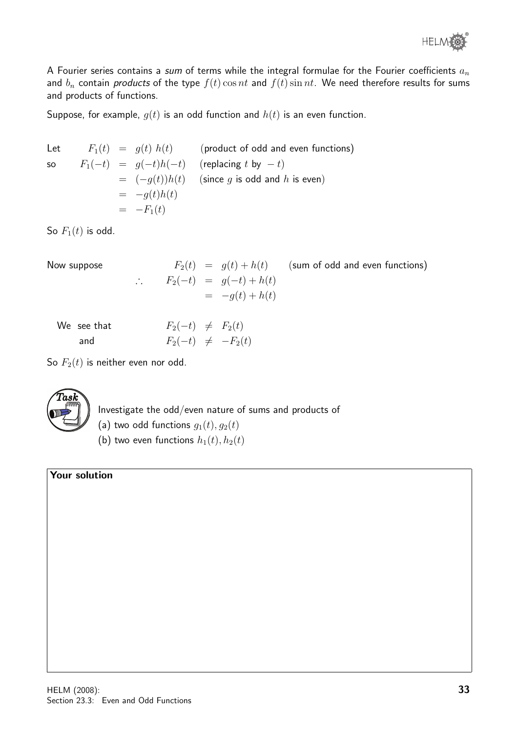A Fourier series contains a *sum* of terms while the integral formulae for the Fourier coefficients $a_n$ and $b_n$ contain *products* of the type $f(t)\cos nt$ and $f(t)\sin nt$. We need therefore results for sums and products of functions.

Suppose, for example, $g(t)$ is an odd function and $h(t)$ is an even function.

$$
\begin{aligned}
\text{Let} \quad F_1(t) &= g(t)\,h(t) && \text{(product of odd and even functions)}\\
\text{so} \quad F_1(-t) &= g(-t)h(-t) && \text{(replacing } t \text{ by } -t)\\
&= (-g(t))h(t) && \text{(since } g \text{ is odd and } h \text{ is even)}\\
&= -g(t)h(t) &&\\
&= -F_1(t) &&
\end{aligned}
$$

So $F_1(t)$ is odd.

$$
\begin{aligned}
\text{Now suppose} \quad F_2(t) &= g(t) + h(t) && \text{(sum of odd and even functions)}\\
\therefore \quad F_2(-t) &= g(-t) + h(-t) &&\\
&= -g(t) + h(t) &&
\end{aligned}
$$

$$
\begin{aligned}
\text{We see that} \quad F_2(-t) &\neq F_2(t)\\
\text{and} \quad F_2(-t) &\neq -F_2(t)
\end{aligned}
$$

So $F_2(t)$ is neither even nor odd.

**Task**

Investigate the odd/even nature of sums and products of

(a) two odd functions $g_1(t), g_2(t)$

(b) two even functions $h_1(t), h_2(t)$

**Your solution**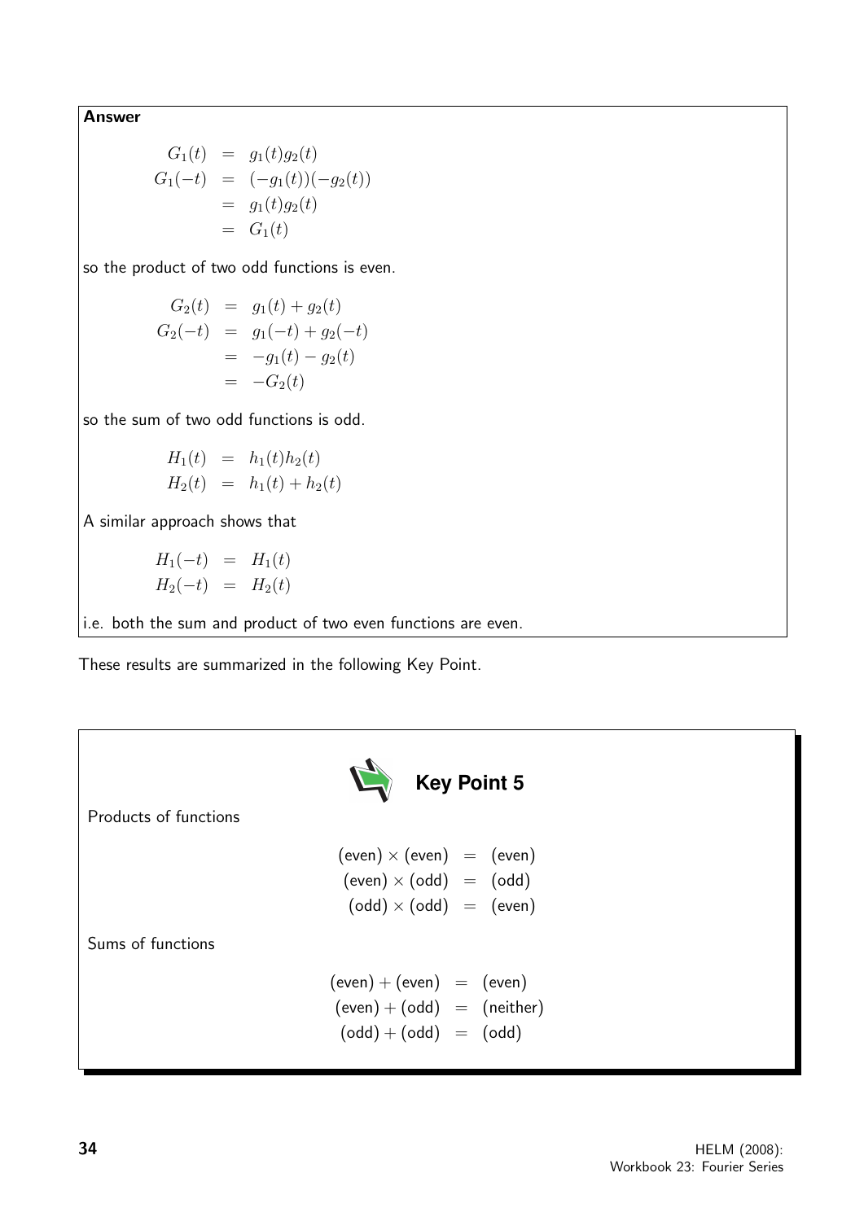**Answer**

$$
\begin{aligned}
G_1(t) &= g_1(t)g_2(t) \\
G_1(-t) &= (-g_1(t))(-g_2(t)) \\
&= g_1(t)g_2(t) \\
&= G_1(t)
\end{aligned}
$$

so the product of two odd functions is even.

$$
\begin{aligned}
G_2(t) &= g_1(t) + g_2(t) \\
G_2(-t) &= g_1(-t) + g_2(-t) \\
&= -g_1(t) - g_2(t) \\
&= -G_2(t)
\end{aligned}
$$

so the sum of two odd functions is odd.

$$
\begin{aligned}
H_1(t) &= h_1(t)h_2(t) \\
H_2(t) &= h_1(t) + h_2(t)
\end{aligned}
$$

A similar approach shows that

$$
\begin{aligned}
H_1(-t) &= H_1(t) \\
H_2(-t) &= H_2(t)
\end{aligned}
$$

i.e. both the sum and product of two even functions are even.

These results are summarized in the following Key Point.

**Key Point 5**

Products of functions

$$
\begin{aligned}
(\text{even}) \times (\text{even}) &= (\text{even}) \\
(\text{even}) \times (\text{odd}) &= (\text{odd}) \\
(\text{odd}) \times (\text{odd}) &= (\text{even})
\end{aligned}
$$

Sums of functions

$$
\begin{aligned}
(\text{even}) + (\text{even}) &= (\text{even}) \\
(\text{even}) + (\text{odd}) &= (\text{neither}) \\
(\text{odd}) + (\text{odd}) &= (\text{odd})
\end{aligned}
$$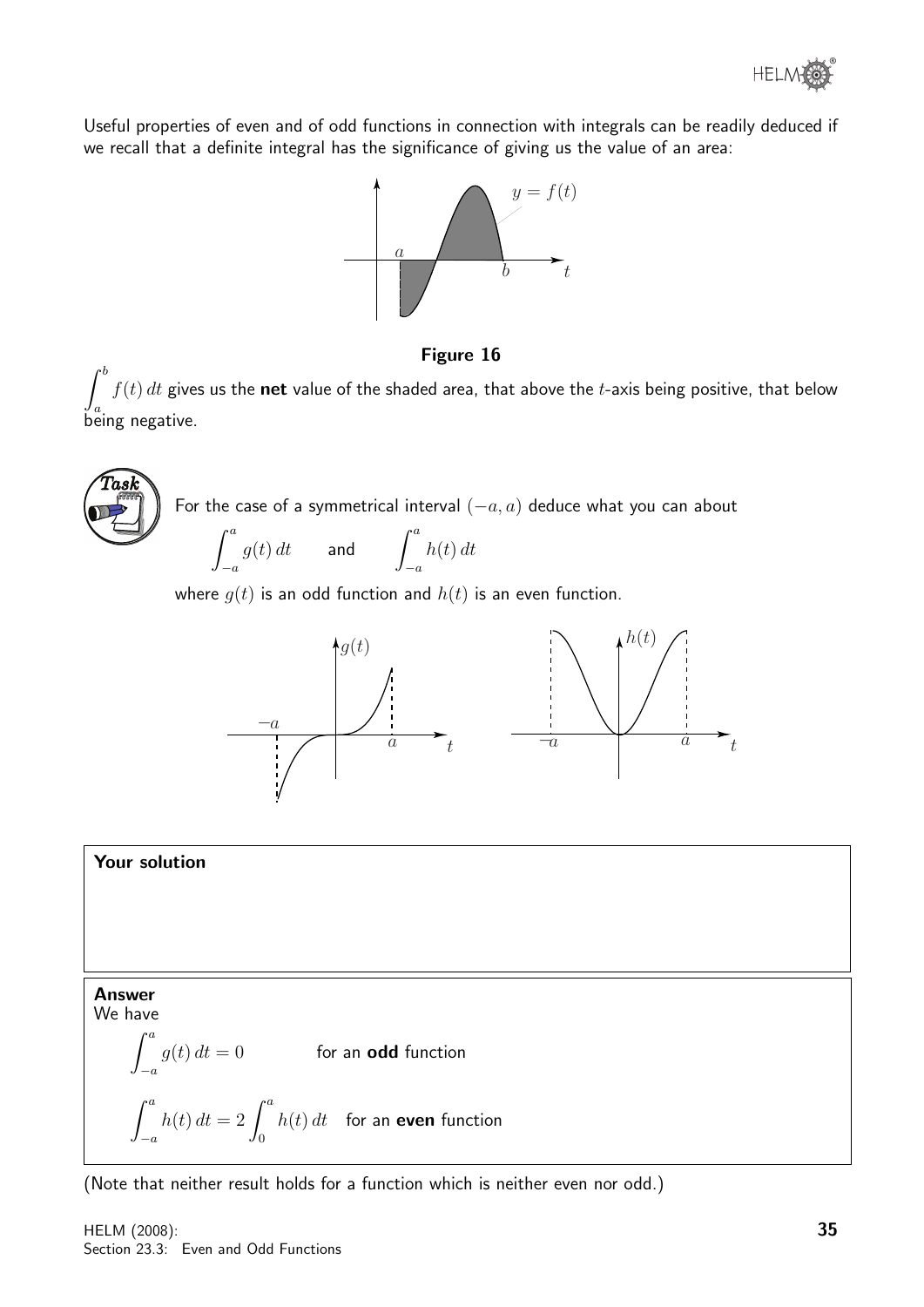Useful properties of even and of odd functions in connection with integrals can be readily deduced if we recall that a definite integral has the significance of giving us the value of an area:

**Figure 16**

$\displaystyle\int_a^b f(t)\,dt$ gives us the **net** value of the shaded area, that above the $t$-axis being positive, that below being negative.

**Task**

For the case of a symmetrical interval $(-a, a)$ deduce what you can about

$$\int_{-a}^{a} g(t)\,dt \qquad \text{and} \qquad \int_{-a}^{a} h(t)\,dt$$

where $g(t)$ is an odd function and $h(t)$ is an even function.

**Your solution**

**Answer**

We have

$$\int_{-a}^{a} g(t)\,dt = 0 \qquad \text{for an **odd** function}$$

$$\int_{-a}^{a} h(t)\,dt = 2\int_{0}^{a} h(t)\,dt \quad \text{for an **even** function}$$

(Note that neither result holds for a function which is neither even nor odd.)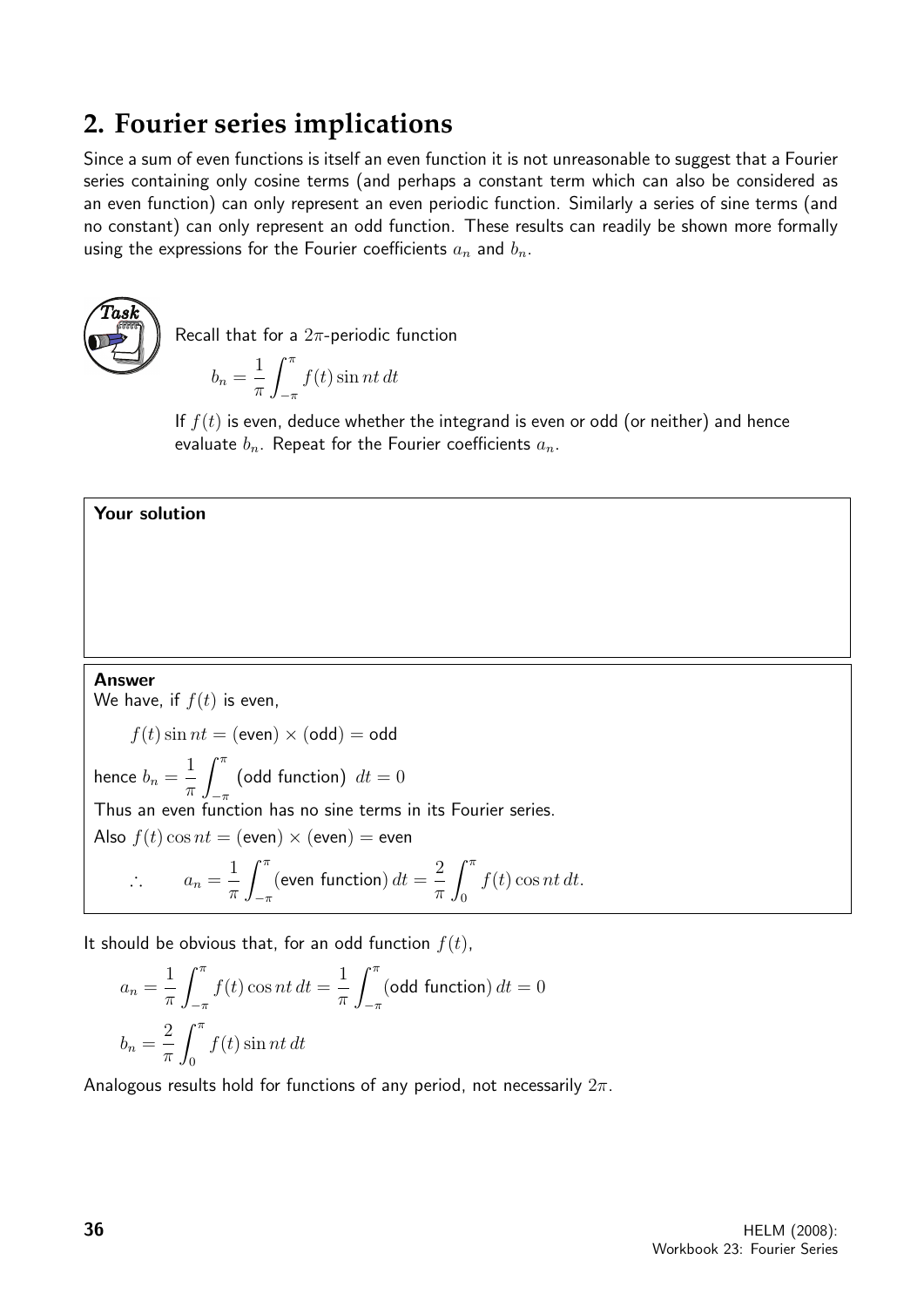## 2. Fourier series implications

Since a sum of even functions is itself an even function it is not unreasonable to suggest that a Fourier series containing only cosine terms (and perhaps a constant term which can also be considered as an even function) can only represent an even periodic function. Similarly a series of sine terms (and no constant) can only represent an odd function. These results can readily be shown more formally using the expressions for the Fourier coefficients $a_n$ and $b_n$.

**Task**

Recall that for a $2\pi$-periodic function

$$b_n = \frac{1}{\pi}\int_{-\pi}^{\pi} f(t)\sin nt\, dt$$

If $f(t)$ is even, deduce whether the integrand is even or odd (or neither) and hence evaluate $b_n$. Repeat for the Fourier coefficients $a_n$.

**Your solution**

**Answer**

We have, if $f(t)$ is even,

$$f(t)\sin nt = (\text{even}) \times (\text{odd}) = \text{odd}$$

hence $b_n = \dfrac{1}{\pi}\displaystyle\int_{-\pi}^{\pi} (\text{odd function})\ dt = 0$

Thus an even function has no sine terms in its Fourier series.

Also $f(t)\cos nt = (\text{even}) \times (\text{even}) = \text{even}$

$$\therefore \qquad a_n = \frac{1}{\pi}\int_{-\pi}^{\pi}(\text{even function})\, dt = \frac{2}{\pi}\int_{0}^{\pi} f(t)\cos nt\, dt.$$

It should be obvious that, for an odd function $f(t)$,

$$a_n = \frac{1}{\pi}\int_{-\pi}^{\pi} f(t)\cos nt\, dt = \frac{1}{\pi}\int_{-\pi}^{\pi}(\text{odd function})\, dt = 0$$

$$b_n = \frac{2}{\pi}\int_{0}^{\pi} f(t)\sin nt\, dt$$

Analogous results hold for functions of any period, not necessarily $2\pi$.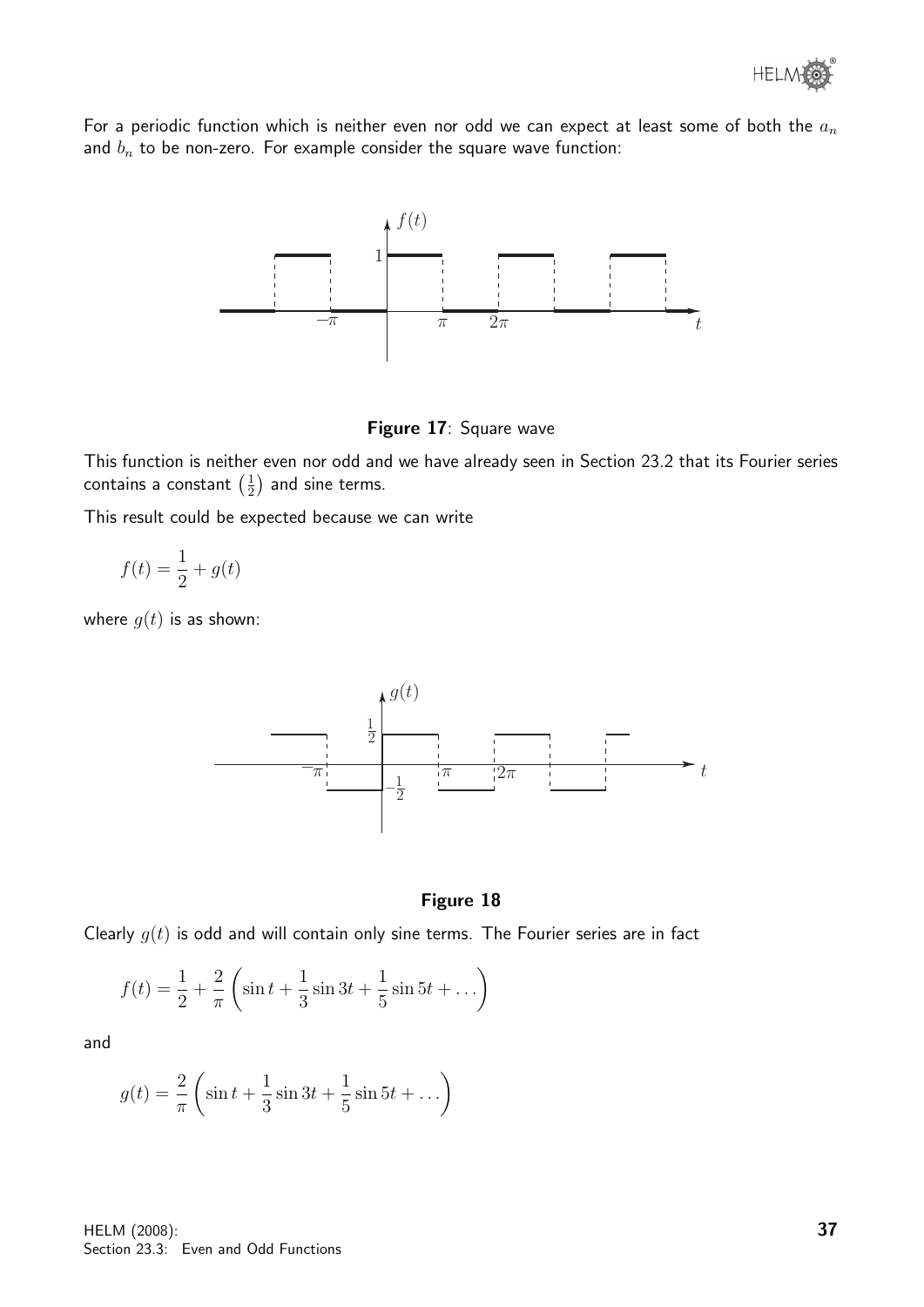For a periodic function which is neither even nor odd we can expect at least some of both the $a_n$ and $b_n$ to be non-zero. For example consider the square wave function:

**Figure 17**: Square wave

This function is neither even nor odd and we have already seen in Section 23.2 that its Fourier series contains a constant $\left(\frac{1}{2}\right)$ and sine terms.

This result could be expected because we can write

$$f(t) = \frac{1}{2} + g(t)$$

where $g(t)$ is as shown:

**Figure 18**

Clearly $g(t)$ is odd and will contain only sine terms. The Fourier series are in fact

$$f(t) = \frac{1}{2} + \frac{2}{\pi}\left(\sin t + \frac{1}{3}\sin 3t + \frac{1}{5}\sin 5t + \dots\right)$$

and

$$g(t) = \frac{2}{\pi}\left(\sin t + \frac{1}{3}\sin 3t + \frac{1}{5}\sin 5t + \dots\right)$$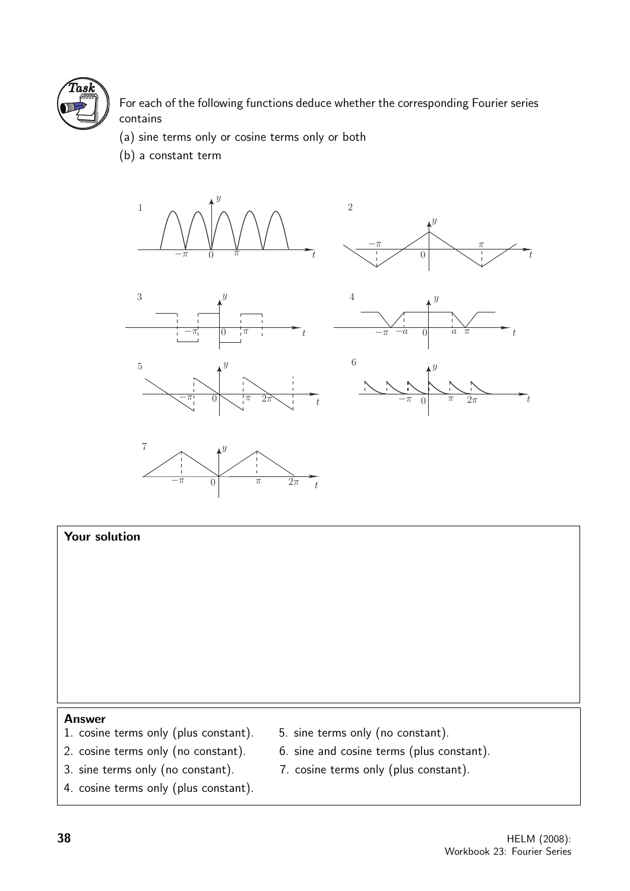**Task**

For each of the following functions deduce whether the corresponding Fourier series contains

(a) sine terms only or cosine terms only or both

(b) a constant term

**Your solution**

**Answer**

1. cosine terms only (plus constant).
2. cosine terms only (no constant).
3. sine terms only (no constant).
4. cosine terms only (plus constant).
5. sine terms only (no constant).
6. sine and cosine terms (plus constant).
7. cosine terms only (plus constant).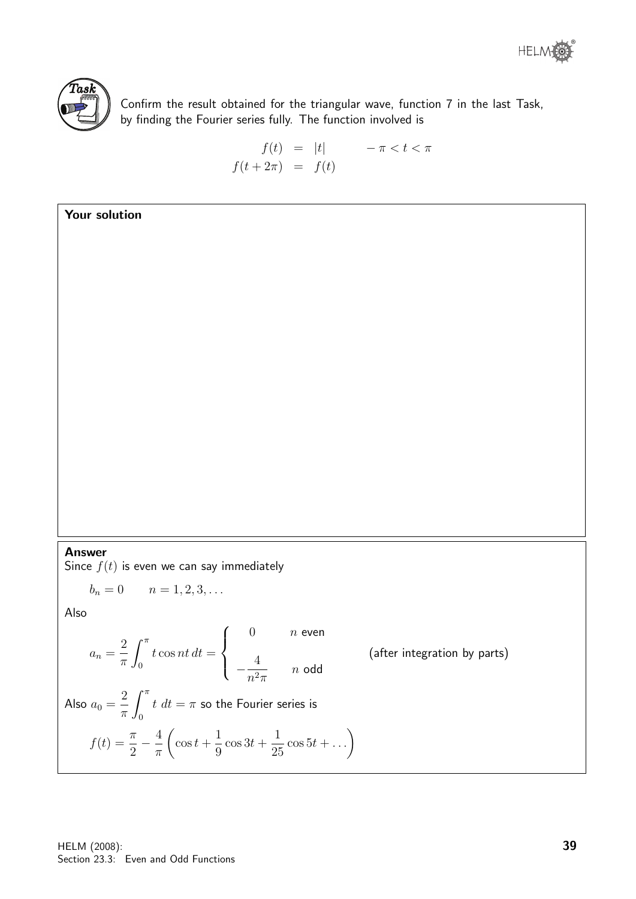**Task**

Confirm the result obtained for the triangular wave, function 7 in the last Task, by finding the Fourier series fully. The function involved is

$$\begin{aligned} f(t) &= |t| \qquad -\pi < t < \pi \\ f(t+2\pi) &= f(t) \end{aligned}$$

**Your solution**

**Answer**

Since $f(t)$ is even we can say immediately

$$b_n = 0 \qquad n = 1, 2, 3, \ldots$$

Also

$$a_n = \frac{2}{\pi}\int_0^{\pi} t\cos nt\,dt = \begin{cases} 0 & n \text{ even} \\ -\dfrac{4}{n^2\pi} & n \text{ odd} \end{cases} \qquad \text{(after integration by parts)}$$

Also $a_0 = \dfrac{2}{\pi}\displaystyle\int_0^{\pi} t\ dt = \pi$ so the Fourier series is

$$f(t) = \frac{\pi}{2} - \frac{4}{\pi}\left(\cos t + \frac{1}{9}\cos 3t + \frac{1}{25}\cos 5t + \ldots\right)$$